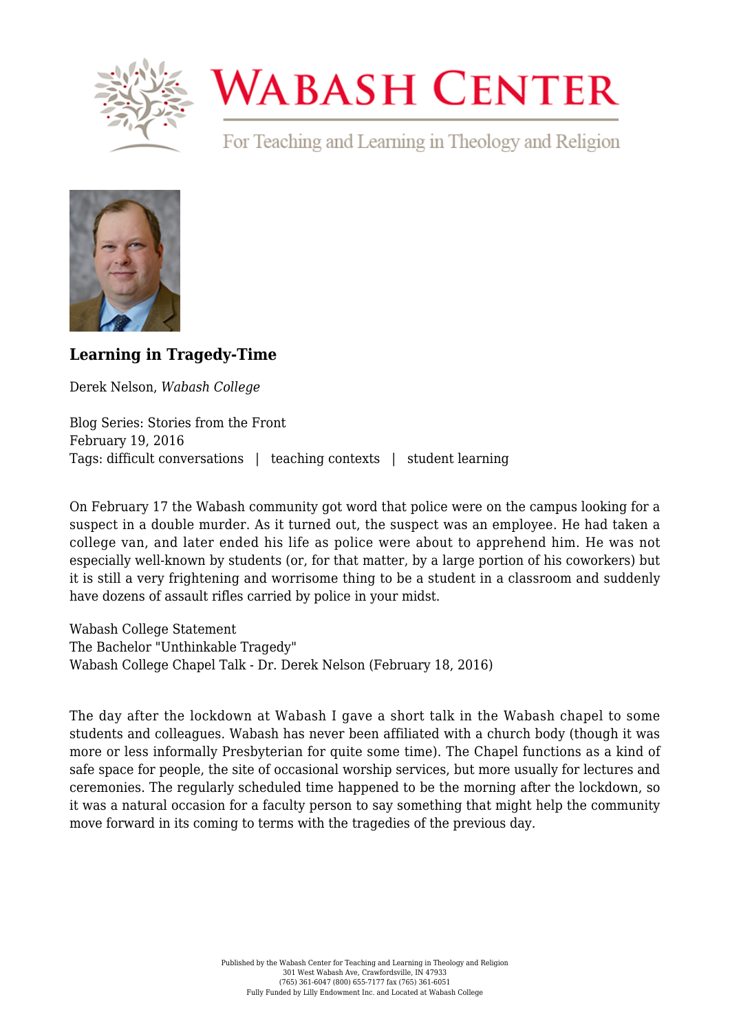# Learning in Tragedy-Time

Derek Nelson, *Wabash College*

Blog Series: Stories from the Front
February 19, 2016
Tags: difficult conversations | teaching contexts | student learning

On February 17 the Wabash community got word that police were on the campus looking for a suspect in a double murder. As it turned out, the suspect was an employee. He had taken a college van, and later ended his life as police were about to apprehend him. He was not especially well-known by students (or, for that matter, by a large portion of his coworkers) but it is still a very frightening and worrisome thing to be a student in a classroom and suddenly have dozens of assault rifles carried by police in your midst.

Wabash College Statement
The Bachelor "Unthinkable Tragedy"
Wabash College Chapel Talk - Dr. Derek Nelson (February 18, 2016)

The day after the lockdown at Wabash I gave a short talk in the Wabash chapel to some students and colleagues. Wabash has never been affiliated with a church body (though it was more or less informally Presbyterian for quite some time). The Chapel functions as a kind of safe space for people, the site of occasional worship services, but more usually for lectures and ceremonies. The regularly scheduled time happened to be the morning after the lockdown, so it was a natural occasion for a faculty person to say something that might help the community move forward in its coming to terms with the tragedies of the previous day.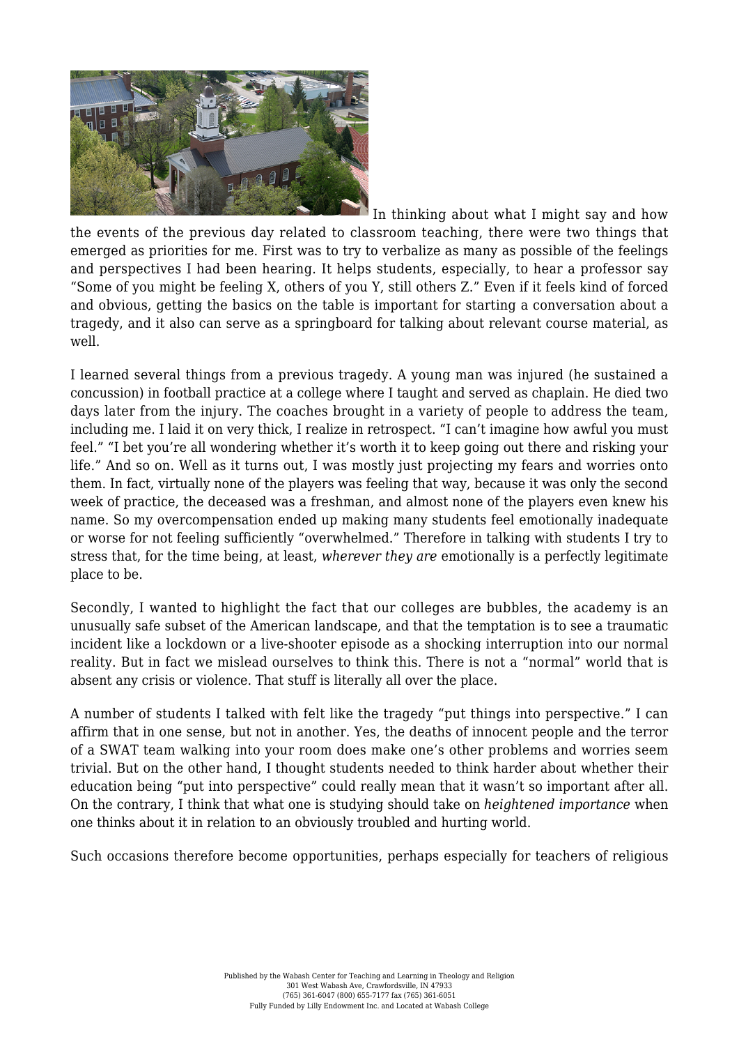In thinking about what I might say and how the events of the previous day related to classroom teaching, there were two things that emerged as priorities for me. First was to try to verbalize as many as possible of the feelings and perspectives I had been hearing. It helps students, especially, to hear a professor say "Some of you might be feeling X, others of you Y, still others Z." Even if it feels kind of forced and obvious, getting the basics on the table is important for starting a conversation about a tragedy, and it also can serve as a springboard for talking about relevant course material, as well.

I learned several things from a previous tragedy. A young man was injured (he sustained a concussion) in football practice at a college where I taught and served as chaplain. He died two days later from the injury. The coaches brought in a variety of people to address the team, including me. I laid it on very thick, I realize in retrospect. "I can't imagine how awful you must feel." "I bet you're all wondering whether it's worth it to keep going out there and risking your life." And so on. Well as it turns out, I was mostly just projecting my fears and worries onto them. In fact, virtually none of the players was feeling that way, because it was only the second week of practice, the deceased was a freshman, and almost none of the players even knew his name. So my overcompensation ended up making many students feel emotionally inadequate or worse for not feeling sufficiently "overwhelmed." Therefore in talking with students I try to stress that, for the time being, at least, *wherever they are* emotionally is a perfectly legitimate place to be.

Secondly, I wanted to highlight the fact that our colleges are bubbles, the academy is an unusually safe subset of the American landscape, and that the temptation is to see a traumatic incident like a lockdown or a live-shooter episode as a shocking interruption into our normal reality. But in fact we mislead ourselves to think this. There is not a "normal" world that is absent any crisis or violence. That stuff is literally all over the place.

A number of students I talked with felt like the tragedy "put things into perspective." I can affirm that in one sense, but not in another. Yes, the deaths of innocent people and the terror of a SWAT team walking into your room does make one's other problems and worries seem trivial. But on the other hand, I thought students needed to think harder about whether their education being "put into perspective" could really mean that it wasn't so important after all. On the contrary, I think that what one is studying should take on *heightened importance* when one thinks about it in relation to an obviously troubled and hurting world.

Such occasions therefore become opportunities, perhaps especially for teachers of religious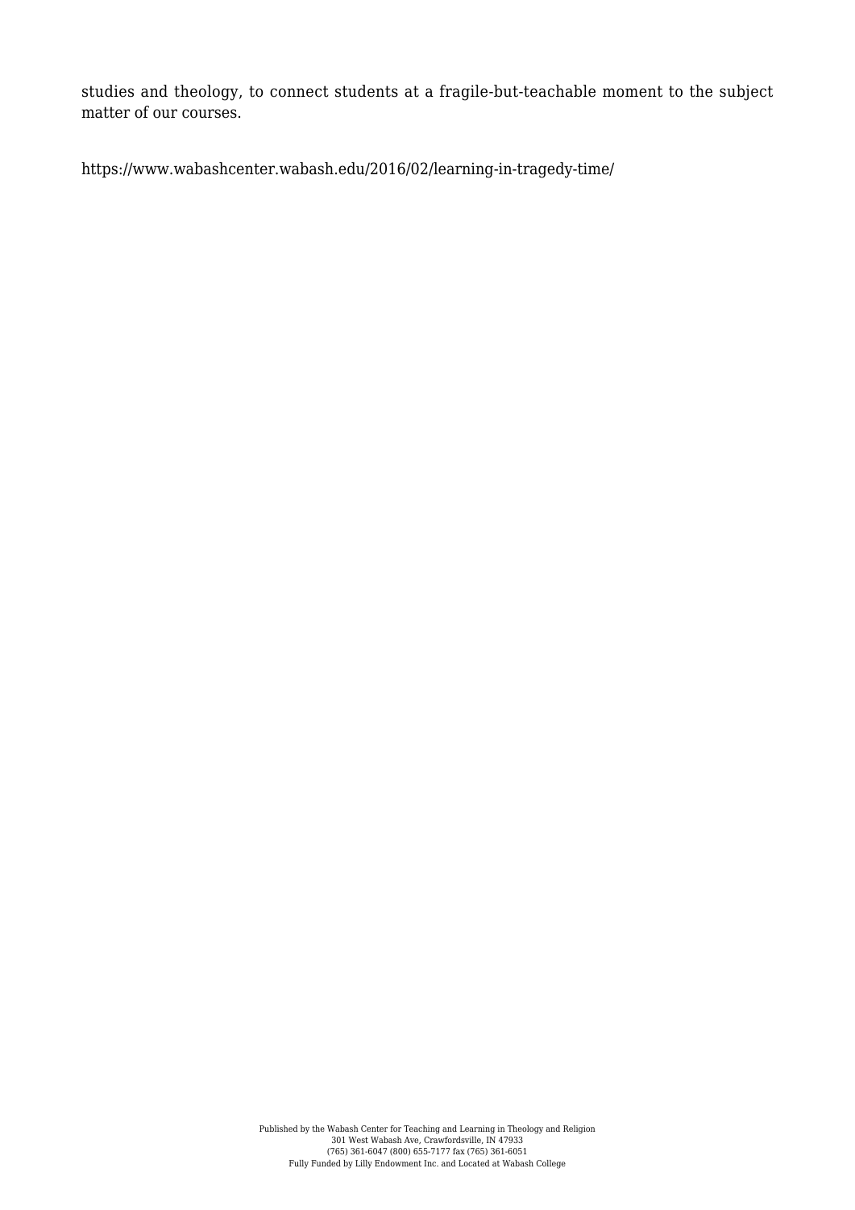studies and theology, to connect students at a fragile-but-teachable moment to the subject matter of our courses.

https://www.wabashcenter.wabash.edu/2016/02/learning-in-tragedy-time/